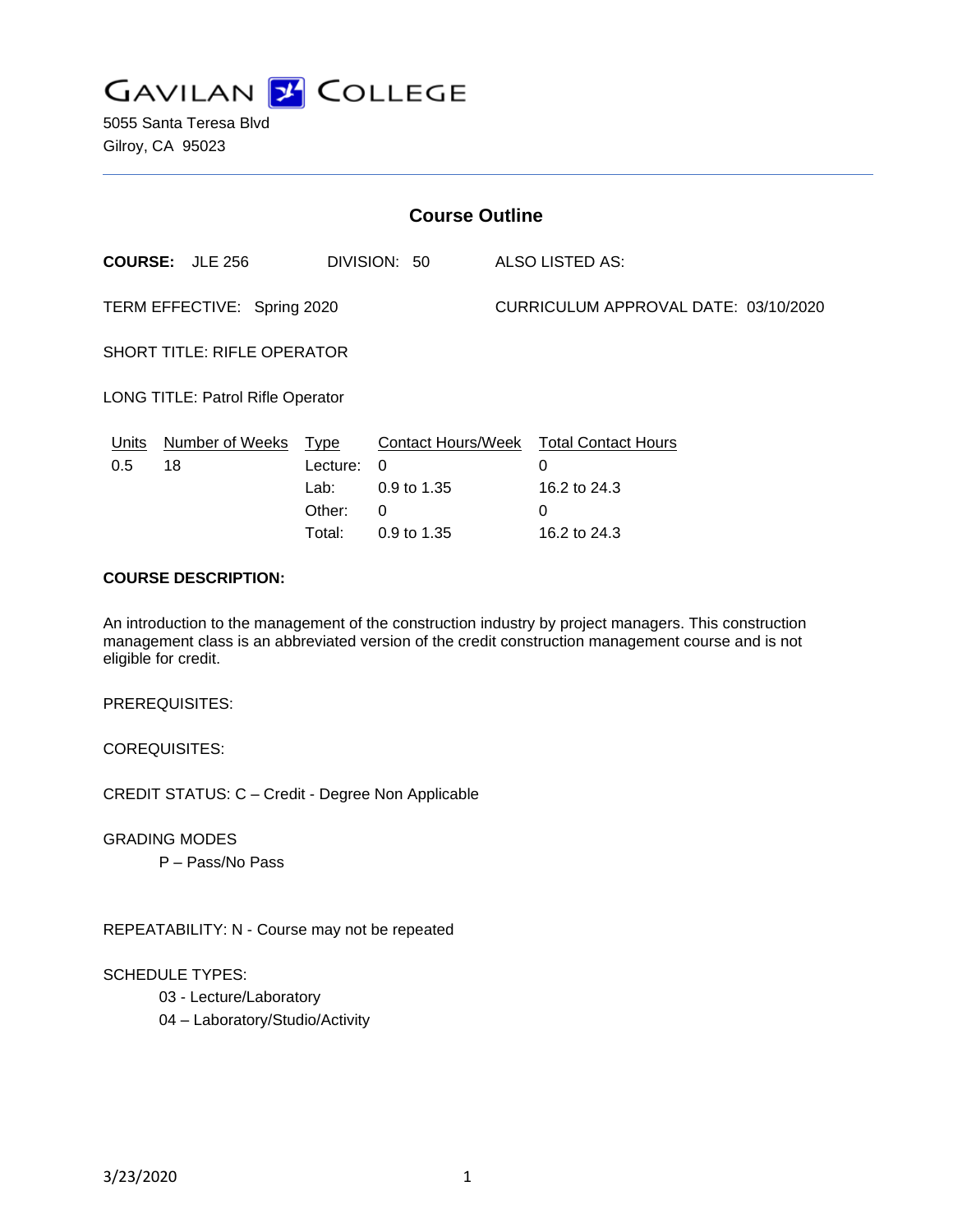# GAVILAN COLLEGE

5055 Santa Teresa Blvd
Gilroy, CA 95023

## Course Outline

**COURSE:** JLE 256 DIVISION: 50 ALSO LISTED AS:

TERM EFFECTIVE: Spring 2020 CURRICULUM APPROVAL DATE: 03/10/2020

SHORT TITLE: RIFLE OPERATOR

LONG TITLE: Patrol Rifle Operator

| Units | Number of Weeks | Type | Contact Hours/Week | Total Contact Hours |
|---|---|---|---|---|
| 0.5 | 18 | Lecture: | 0 | 0 |
| | | Lab: | 0.9 to 1.35 | 16.2 to 24.3 |
| | | Other: | 0 | 0 |
| | | Total: | 0.9 to 1.35 | 16.2 to 24.3 |

**COURSE DESCRIPTION:**

An introduction to the management of the construction industry by project managers. This construction management class is an abbreviated version of the credit construction management course and is not eligible for credit.

PREREQUISITES:

COREQUISITES:

CREDIT STATUS: C – Credit - Degree Non Applicable

GRADING MODES

P – Pass/No Pass

REPEATABILITY: N - Course may not be repeated

SCHEDULE TYPES:

03 - Lecture/Laboratory

04 – Laboratory/Studio/Activity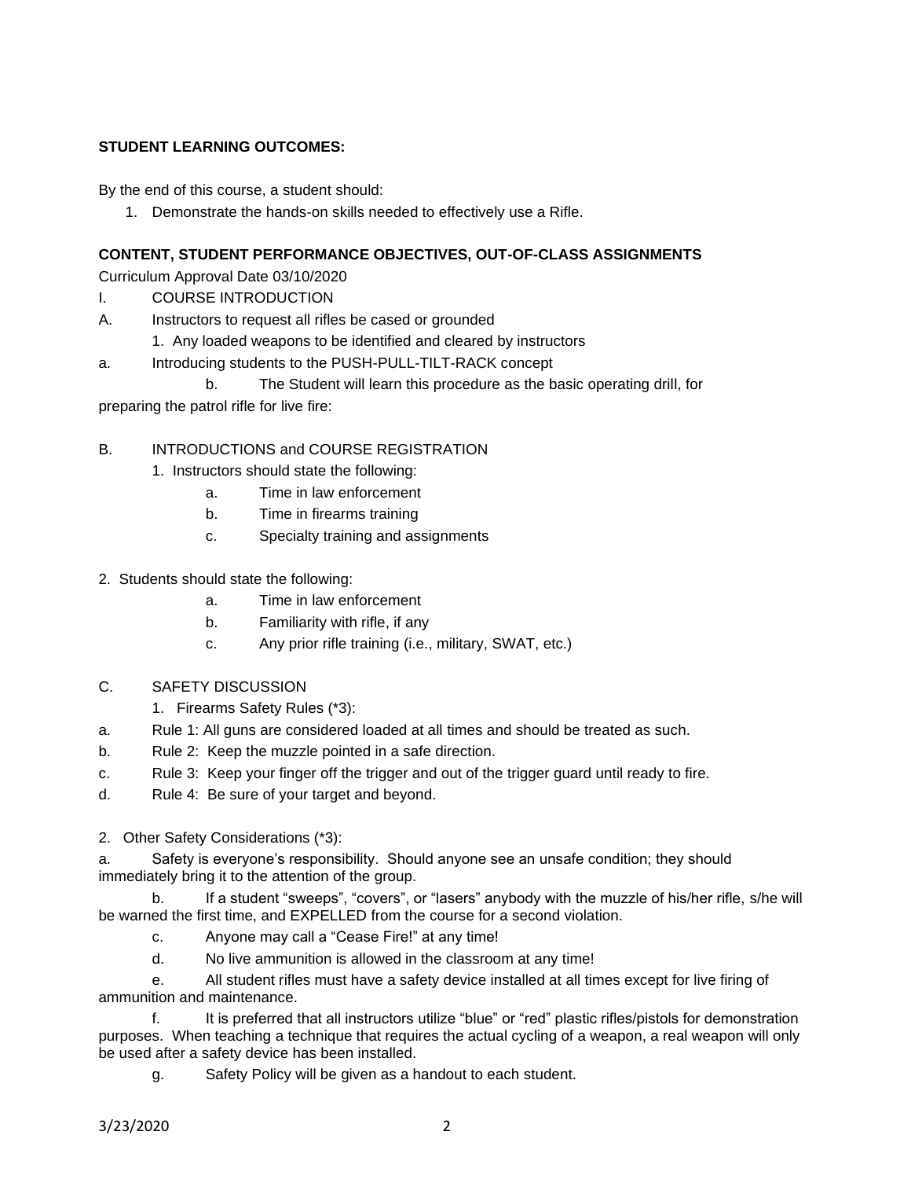**STUDENT LEARNING OUTCOMES:**

By the end of this course, a student should:

1. Demonstrate the hands-on skills needed to effectively use a Rifle.

**CONTENT, STUDENT PERFORMANCE OBJECTIVES, OUT-OF-CLASS ASSIGNMENTS**

Curriculum Approval Date 03/10/2020

I. COURSE INTRODUCTION

A. Instructors to request all rifles be cased or grounded

1. Any loaded weapons to be identified and cleared by instructors

a. Introducing students to the PUSH-PULL-TILT-RACK concept

b. The Student will learn this procedure as the basic operating drill, for preparing the patrol rifle for live fire:

B. INTRODUCTIONS and COURSE REGISTRATION

1. Instructors should state the following:

a. Time in law enforcement

b. Time in firearms training

c. Specialty training and assignments

2. Students should state the following:

a. Time in law enforcement

b. Familiarity with rifle, if any

c. Any prior rifle training (i.e., military, SWAT, etc.)

C. SAFETY DISCUSSION

1. Firearms Safety Rules (*3):

a. Rule 1: All guns are considered loaded at all times and should be treated as such.

b. Rule 2: Keep the muzzle pointed in a safe direction.

c. Rule 3: Keep your finger off the trigger and out of the trigger guard until ready to fire.

d. Rule 4: Be sure of your target and beyond.

2. Other Safety Considerations (*3):

a. Safety is everyone's responsibility. Should anyone see an unsafe condition; they should immediately bring it to the attention of the group.

b. If a student "sweeps", "covers", or "lasers" anybody with the muzzle of his/her rifle, s/he will be warned the first time, and EXPELLED from the course for a second violation.

c. Anyone may call a "Cease Fire!" at any time!

d. No live ammunition is allowed in the classroom at any time!

e. All student rifles must have a safety device installed at all times except for live firing of ammunition and maintenance.

f. It is preferred that all instructors utilize "blue" or "red" plastic rifles/pistols for demonstration purposes. When teaching a technique that requires the actual cycling of a weapon, a real weapon will only be used after a safety device has been installed.

g. Safety Policy will be given as a handout to each student.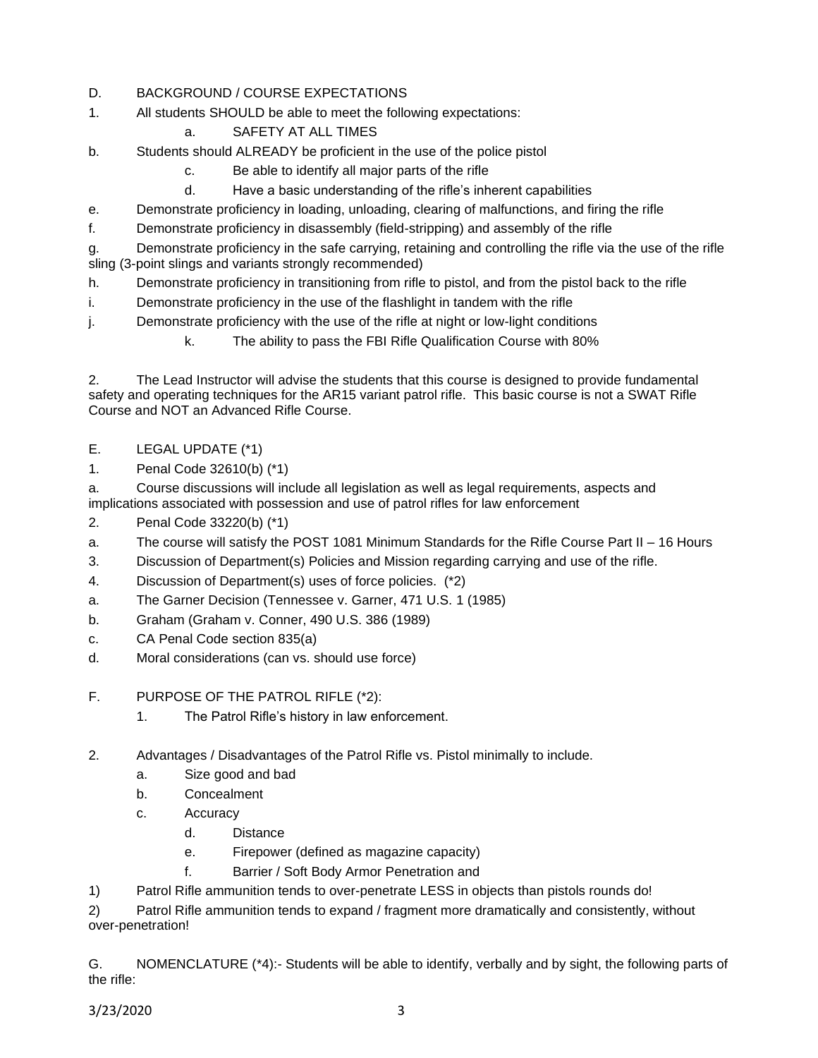D. BACKGROUND / COURSE EXPECTATIONS

1. All students SHOULD be able to meet the following expectations:
   a. SAFETY AT ALL TIMES
   b. Students should ALREADY be proficient in the use of the police pistol
   c. Be able to identify all major parts of the rifle
   d. Have a basic understanding of the rifle's inherent capabilities
   e. Demonstrate proficiency in loading, unloading, clearing of malfunctions, and firing the rifle
   f. Demonstrate proficiency in disassembly (field-stripping) and assembly of the rifle
   g. Demonstrate proficiency in the safe carrying, retaining and controlling the rifle via the use of the rifle sling (3-point slings and variants strongly recommended)
   h. Demonstrate proficiency in transitioning from rifle to pistol, and from the pistol back to the rifle
   i. Demonstrate proficiency in the use of the flashlight in tandem with the rifle
   j. Demonstrate proficiency with the use of the rifle at night or low-light conditions
   k. The ability to pass the FBI Rifle Qualification Course with 80%

2. The Lead Instructor will advise the students that this course is designed to provide fundamental safety and operating techniques for the AR15 variant patrol rifle. This basic course is not a SWAT Rifle Course and NOT an Advanced Rifle Course.

E. LEGAL UPDATE (*1)

1. Penal Code 32610(b) (*1)
   a. Course discussions will include all legislation as well as legal requirements, aspects and implications associated with possession and use of patrol rifles for law enforcement
2. Penal Code 33220(b) (*1)
   a. The course will satisfy the POST 1081 Minimum Standards for the Rifle Course Part II – 16 Hours
3. Discussion of Department(s) Policies and Mission regarding carrying and use of the rifle.
4. Discussion of Department(s) uses of force policies. (*2)
   a. The Garner Decision (Tennessee v. Garner, 471 U.S. 1 (1985)
   b. Graham (Graham v. Conner, 490 U.S. 386 (1989)
   c. CA Penal Code section 835(a)
   d. Moral considerations (can vs. should use force)

F. PURPOSE OF THE PATROL RIFLE (*2):

1. The Patrol Rifle's history in law enforcement.
2. Advantages / Disadvantages of the Patrol Rifle vs. Pistol minimally to include.
   a. Size good and bad
   b. Concealment
   c. Accuracy
   d. Distance
   e. Firepower (defined as magazine capacity)
   f. Barrier / Soft Body Armor Penetration and
      1) Patrol Rifle ammunition tends to over-penetrate LESS in objects than pistols rounds do!
      2) Patrol Rifle ammunition tends to expand / fragment more dramatically and consistently, without over-penetration!

G. NOMENCLATURE (*4):- Students will be able to identify, verbally and by sight, the following parts of the rifle: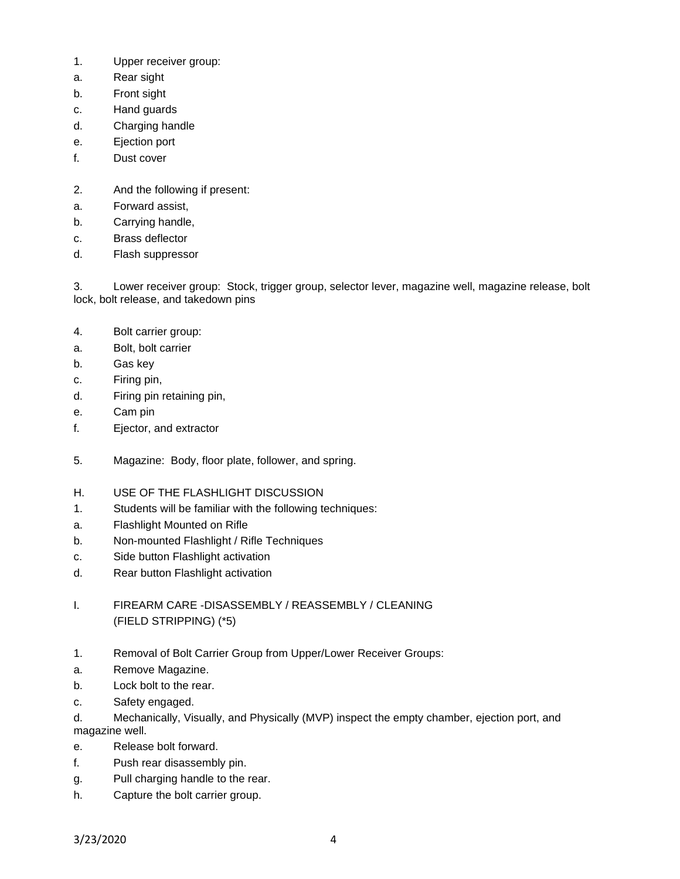1. Upper receiver group:
a. Rear sight
b. Front sight
c. Hand guards
d. Charging handle
e. Ejection port
f. Dust cover

2. And the following if present:
a. Forward assist,
b. Carrying handle,
c. Brass deflector
d. Flash suppressor

3. Lower receiver group: Stock, trigger group, selector lever, magazine well, magazine release, bolt lock, bolt release, and takedown pins

4. Bolt carrier group:
a. Bolt, bolt carrier
b. Gas key
c. Firing pin,
d. Firing pin retaining pin,
e. Cam pin
f. Ejector, and extractor

5. Magazine: Body, floor plate, follower, and spring.

H. USE OF THE FLASHLIGHT DISCUSSION
1. Students will be familiar with the following techniques:
a. Flashlight Mounted on Rifle
b. Non-mounted Flashlight / Rifle Techniques
c. Side button Flashlight activation
d. Rear button Flashlight activation

I. FIREARM CARE -DISASSEMBLY / REASSEMBLY / CLEANING (FIELD STRIPPING) (*5)

1. Removal of Bolt Carrier Group from Upper/Lower Receiver Groups:
a. Remove Magazine.
b. Lock bolt to the rear.
c. Safety engaged.
d. Mechanically, Visually, and Physically (MVP) inspect the empty chamber, ejection port, and magazine well.
e. Release bolt forward.
f. Push rear disassembly pin.
g. Pull charging handle to the rear.
h. Capture the bolt carrier group.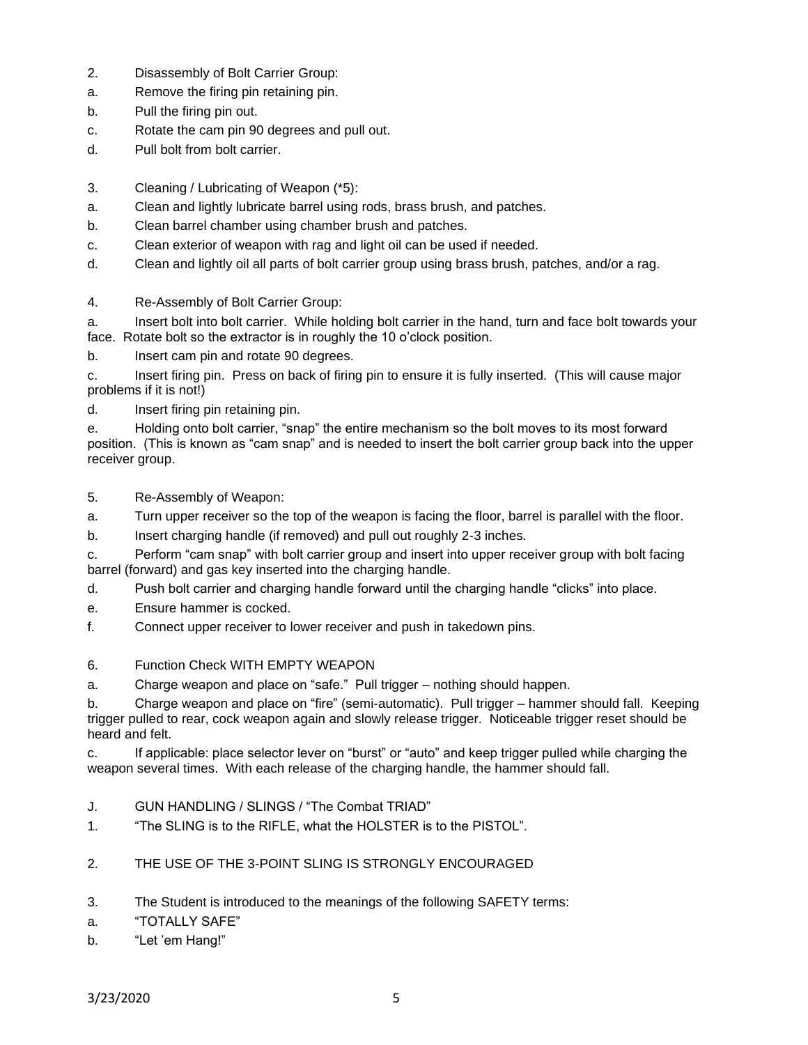2. Disassembly of Bolt Carrier Group:

a. Remove the firing pin retaining pin.

b. Pull the firing pin out.

c. Rotate the cam pin 90 degrees and pull out.

d. Pull bolt from bolt carrier.

3. Cleaning / Lubricating of Weapon (*5):

a. Clean and lightly lubricate barrel using rods, brass brush, and patches.

b. Clean barrel chamber using chamber brush and patches.

c. Clean exterior of weapon with rag and light oil can be used if needed.

d. Clean and lightly oil all parts of bolt carrier group using brass brush, patches, and/or a rag.

4. Re-Assembly of Bolt Carrier Group:

a. Insert bolt into bolt carrier. While holding bolt carrier in the hand, turn and face bolt towards your face. Rotate bolt so the extractor is in roughly the 10 o'clock position.

b. Insert cam pin and rotate 90 degrees.

c. Insert firing pin. Press on back of firing pin to ensure it is fully inserted. (This will cause major problems if it is not!)

d. Insert firing pin retaining pin.

e. Holding onto bolt carrier, "snap" the entire mechanism so the bolt moves to its most forward position. (This is known as "cam snap" and is needed to insert the bolt carrier group back into the upper receiver group.

5. Re-Assembly of Weapon:

a. Turn upper receiver so the top of the weapon is facing the floor, barrel is parallel with the floor.

b. Insert charging handle (if removed) and pull out roughly 2-3 inches.

c. Perform "cam snap" with bolt carrier group and insert into upper receiver group with bolt facing barrel (forward) and gas key inserted into the charging handle.

d. Push bolt carrier and charging handle forward until the charging handle "clicks" into place.

e. Ensure hammer is cocked.

f. Connect upper receiver to lower receiver and push in takedown pins.

6. Function Check WITH EMPTY WEAPON

a. Charge weapon and place on "safe." Pull trigger – nothing should happen.

b. Charge weapon and place on "fire" (semi-automatic). Pull trigger – hammer should fall. Keeping trigger pulled to rear, cock weapon again and slowly release trigger. Noticeable trigger reset should be heard and felt.

c. If applicable: place selector lever on "burst" or "auto" and keep trigger pulled while charging the weapon several times. With each release of the charging handle, the hammer should fall.

J. GUN HANDLING / SLINGS / "The Combat TRIAD"

1. "The SLING is to the RIFLE, what the HOLSTER is to the PISTOL".

2. THE USE OF THE 3-POINT SLING IS STRONGLY ENCOURAGED

3. The Student is introduced to the meanings of the following SAFETY terms:

a. "TOTALLY SAFE"

b. "Let 'em Hang!"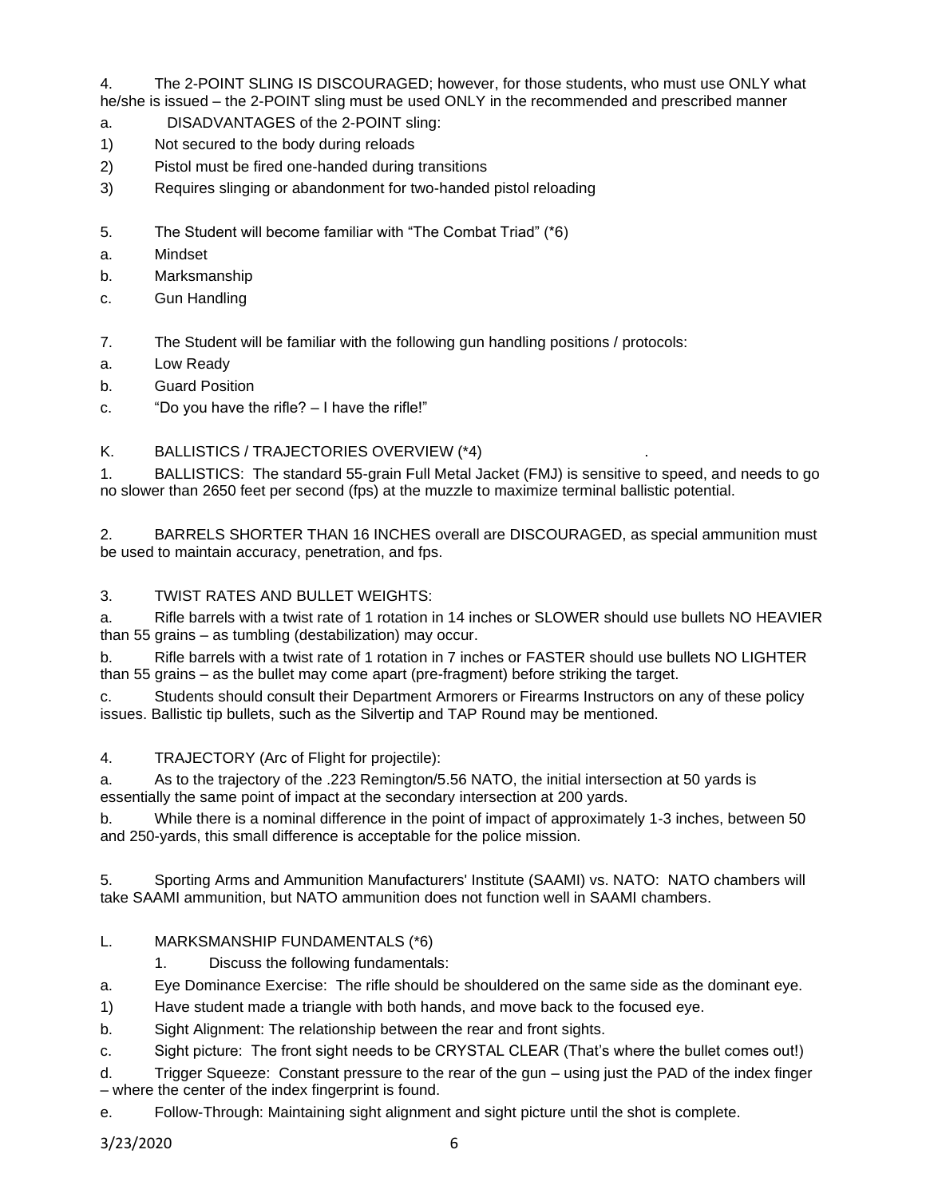4. The 2-POINT SLING IS DISCOURAGED; however, for those students, who must use ONLY what he/she is issued – the 2-POINT sling must be used ONLY in the recommended and prescribed manner

a. DISADVANTAGES of the 2-POINT sling:

1) Not secured to the body during reloads

2) Pistol must be fired one-handed during transitions

3) Requires slinging or abandonment for two-handed pistol reloading

5. The Student will become familiar with "The Combat Triad" (*6)

a. Mindset

b. Marksmanship

c. Gun Handling

7. The Student will be familiar with the following gun handling positions / protocols:

a. Low Ready

b. Guard Position

c. "Do you have the rifle? – I have the rifle!"

K. BALLISTICS / TRAJECTORIES OVERVIEW (*4) .

1. BALLISTICS: The standard 55-grain Full Metal Jacket (FMJ) is sensitive to speed, and needs to go no slower than 2650 feet per second (fps) at the muzzle to maximize terminal ballistic potential.

2. BARRELS SHORTER THAN 16 INCHES overall are DISCOURAGED, as special ammunition must be used to maintain accuracy, penetration, and fps.

3. TWIST RATES AND BULLET WEIGHTS:

a. Rifle barrels with a twist rate of 1 rotation in 14 inches or SLOWER should use bullets NO HEAVIER than 55 grains – as tumbling (destabilization) may occur.

b. Rifle barrels with a twist rate of 1 rotation in 7 inches or FASTER should use bullets NO LIGHTER than 55 grains – as the bullet may come apart (pre-fragment) before striking the target.

c. Students should consult their Department Armorers or Firearms Instructors on any of these policy issues. Ballistic tip bullets, such as the Silvertip and TAP Round may be mentioned.

4. TRAJECTORY (Arc of Flight for projectile):

a. As to the trajectory of the .223 Remington/5.56 NATO, the initial intersection at 50 yards is essentially the same point of impact at the secondary intersection at 200 yards.

b. While there is a nominal difference in the point of impact of approximately 1-3 inches, between 50 and 250-yards, this small difference is acceptable for the police mission.

5. Sporting Arms and Ammunition Manufacturers' Institute (SAAMI) vs. NATO: NATO chambers will take SAAMI ammunition, but NATO ammunition does not function well in SAAMI chambers.

L. MARKSMANSHIP FUNDAMENTALS (*6)

1. Discuss the following fundamentals:

a. Eye Dominance Exercise: The rifle should be shouldered on the same side as the dominant eye.

1) Have student made a triangle with both hands, and move back to the focused eye.

b. Sight Alignment: The relationship between the rear and front sights.

c. Sight picture: The front sight needs to be CRYSTAL CLEAR (That's where the bullet comes out!)

d. Trigger Squeeze: Constant pressure to the rear of the gun – using just the PAD of the index finger – where the center of the index fingerprint is found.

e. Follow-Through: Maintaining sight alignment and sight picture until the shot is complete.

3/23/2020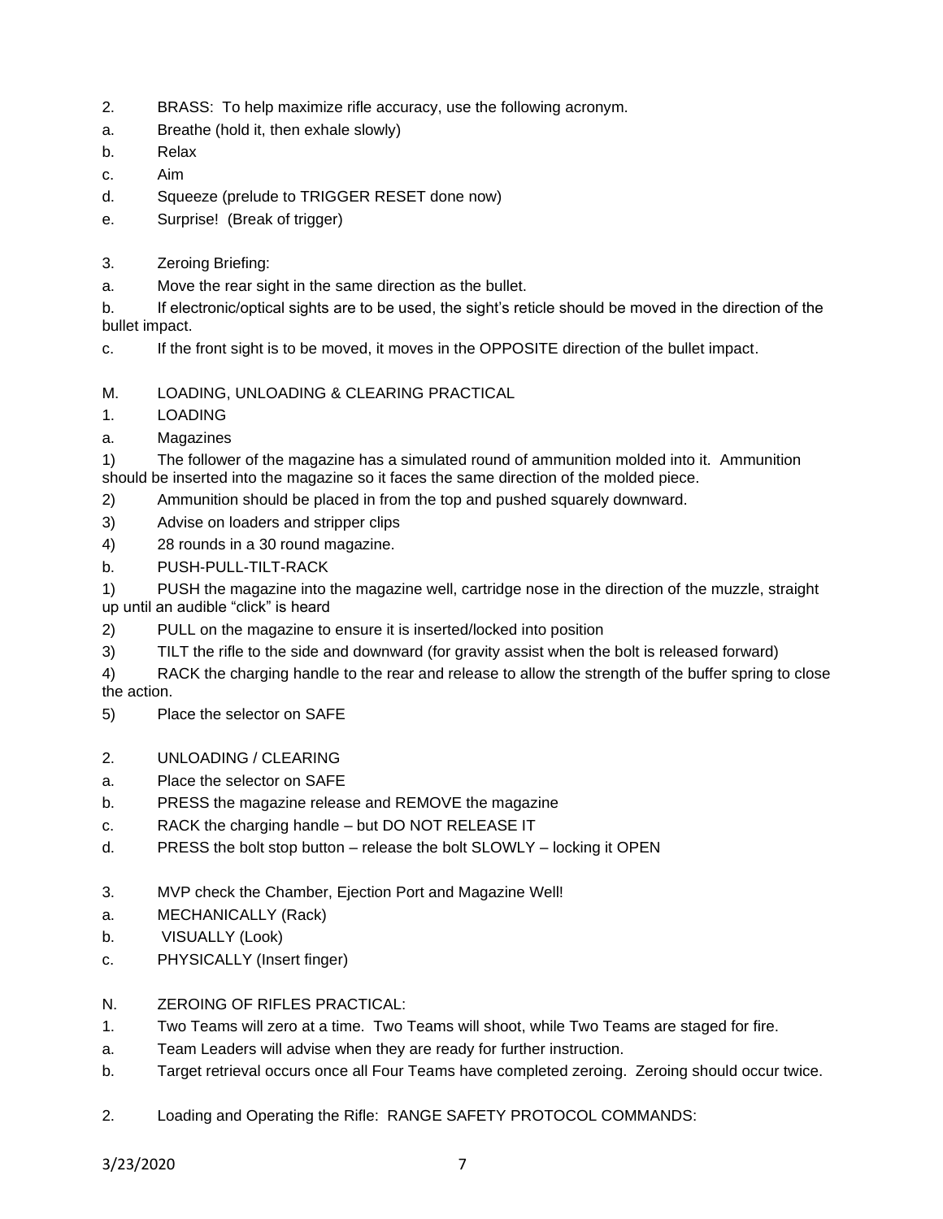2. BRASS: To help maximize rifle accuracy, use the following acronym.

a. Breathe (hold it, then exhale slowly)

b. Relax

c. Aim

d. Squeeze (prelude to TRIGGER RESET done now)

e. Surprise! (Break of trigger)

3. Zeroing Briefing:

a. Move the rear sight in the same direction as the bullet.

b. If electronic/optical sights are to be used, the sight's reticle should be moved in the direction of the bullet impact.

c. If the front sight is to be moved, it moves in the OPPOSITE direction of the bullet impact.

M. LOADING, UNLOADING & CLEARING PRACTICAL

1. LOADING

a. Magazines

1) The follower of the magazine has a simulated round of ammunition molded into it. Ammunition should be inserted into the magazine so it faces the same direction of the molded piece.

2) Ammunition should be placed in from the top and pushed squarely downward.

3) Advise on loaders and stripper clips

4) 28 rounds in a 30 round magazine.

b. PUSH-PULL-TILT-RACK

1) PUSH the magazine into the magazine well, cartridge nose in the direction of the muzzle, straight up until an audible "click" is heard

2) PULL on the magazine to ensure it is inserted/locked into position

3) TILT the rifle to the side and downward (for gravity assist when the bolt is released forward)

4) RACK the charging handle to the rear and release to allow the strength of the buffer spring to close the action.

5) Place the selector on SAFE

2. UNLOADING / CLEARING

a. Place the selector on SAFE

b. PRESS the magazine release and REMOVE the magazine

c. RACK the charging handle – but DO NOT RELEASE IT

d. PRESS the bolt stop button – release the bolt SLOWLY – locking it OPEN

3. MVP check the Chamber, Ejection Port and Magazine Well!

a. MECHANICALLY (Rack)

b. VISUALLY (Look)

c. PHYSICALLY (Insert finger)

N. ZEROING OF RIFLES PRACTICAL:

1. Two Teams will zero at a time. Two Teams will shoot, while Two Teams are staged for fire.

a. Team Leaders will advise when they are ready for further instruction.

b. Target retrieval occurs once all Four Teams have completed zeroing. Zeroing should occur twice.

2. Loading and Operating the Rifle: RANGE SAFETY PROTOCOL COMMANDS: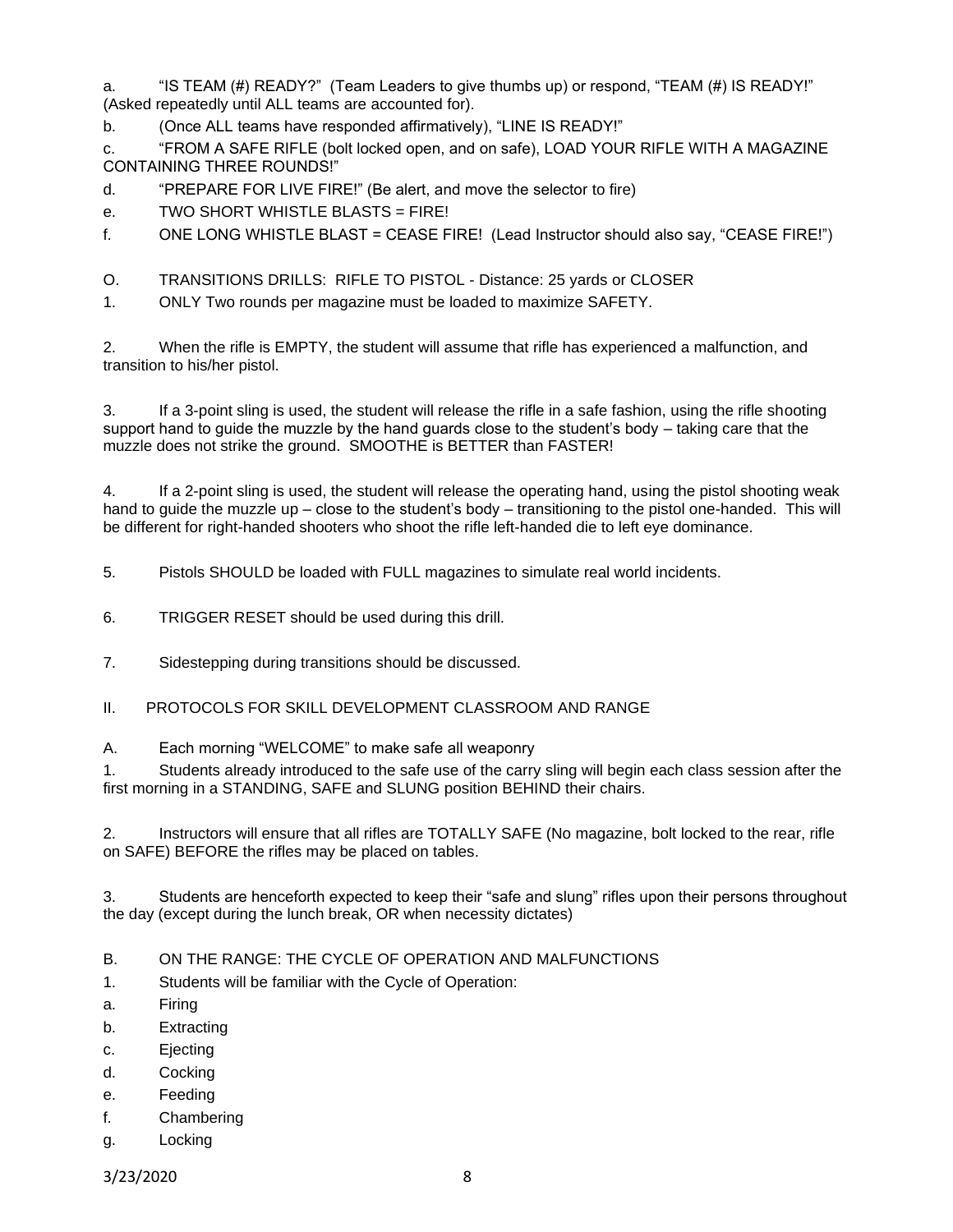a. "IS TEAM (#) READY?" (Team Leaders to give thumbs up) or respond, "TEAM (#) IS READY!" (Asked repeatedly until ALL teams are accounted for).

b. (Once ALL teams have responded affirmatively), "LINE IS READY!"

c. "FROM A SAFE RIFLE (bolt locked open, and on safe), LOAD YOUR RIFLE WITH A MAGAZINE CONTAINING THREE ROUNDS!"

d. "PREPARE FOR LIVE FIRE!" (Be alert, and move the selector to fire)

e. TWO SHORT WHISTLE BLASTS = FIRE!

f. ONE LONG WHISTLE BLAST = CEASE FIRE! (Lead Instructor should also say, "CEASE FIRE!")

O. TRANSITIONS DRILLS: RIFLE TO PISTOL - Distance: 25 yards or CLOSER

1. ONLY Two rounds per magazine must be loaded to maximize SAFETY.

2. When the rifle is EMPTY, the student will assume that rifle has experienced a malfunction, and transition to his/her pistol.

3. If a 3-point sling is used, the student will release the rifle in a safe fashion, using the rifle shooting support hand to guide the muzzle by the hand guards close to the student's body – taking care that the muzzle does not strike the ground. SMOOTHE is BETTER than FASTER!

4. If a 2-point sling is used, the student will release the operating hand, using the pistol shooting weak hand to guide the muzzle up – close to the student's body – transitioning to the pistol one-handed. This will be different for right-handed shooters who shoot the rifle left-handed die to left eye dominance.

5. Pistols SHOULD be loaded with FULL magazines to simulate real world incidents.

6. TRIGGER RESET should be used during this drill.

7. Sidestepping during transitions should be discussed.

II. PROTOCOLS FOR SKILL DEVELOPMENT CLASSROOM AND RANGE

A. Each morning "WELCOME" to make safe all weaponry

1. Students already introduced to the safe use of the carry sling will begin each class session after the first morning in a STANDING, SAFE and SLUNG position BEHIND their chairs.

2. Instructors will ensure that all rifles are TOTALLY SAFE (No magazine, bolt locked to the rear, rifle on SAFE) BEFORE the rifles may be placed on tables.

3. Students are henceforth expected to keep their "safe and slung" rifles upon their persons throughout the day (except during the lunch break, OR when necessity dictates)

B. ON THE RANGE: THE CYCLE OF OPERATION AND MALFUNCTIONS

1. Students will be familiar with the Cycle of Operation:

a. Firing

b. Extracting

c. Ejecting

d. Cocking

e. Feeding

f. Chambering

g. Locking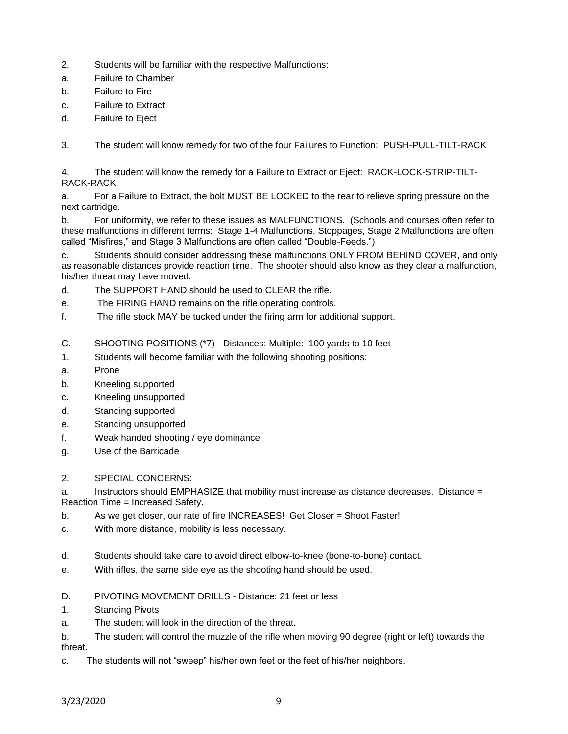2. Students will be familiar with the respective Malfunctions:

a. Failure to Chamber

b. Failure to Fire

c. Failure to Extract

d. Failure to Eject

3. The student will know remedy for two of the four Failures to Function: PUSH-PULL-TILT-RACK

4. The student will know the remedy for a Failure to Extract or Eject: RACK-LOCK-STRIP-TILT-RACK-RACK

a. For a Failure to Extract, the bolt MUST BE LOCKED to the rear to relieve spring pressure on the next cartridge.

b. For uniformity, we refer to these issues as MALFUNCTIONS. (Schools and courses often refer to these malfunctions in different terms: Stage 1-4 Malfunctions, Stoppages, Stage 2 Malfunctions are often called "Misfires," and Stage 3 Malfunctions are often called "Double-Feeds.")

c. Students should consider addressing these malfunctions ONLY FROM BEHIND COVER, and only as reasonable distances provide reaction time. The shooter should also know as they clear a malfunction, his/her threat may have moved.

d. The SUPPORT HAND should be used to CLEAR the rifle.

e. The FIRING HAND remains on the rifle operating controls.

f. The rifle stock MAY be tucked under the firing arm for additional support.

C. SHOOTING POSITIONS (*7) - Distances: Multiple: 100 yards to 10 feet

1. Students will become familiar with the following shooting positions:

a. Prone

b. Kneeling supported

c. Kneeling unsupported

d. Standing supported

e. Standing unsupported

f. Weak handed shooting / eye dominance

g. Use of the Barricade

2. SPECIAL CONCERNS:

a. Instructors should EMPHASIZE that mobility must increase as distance decreases. Distance = Reaction Time = Increased Safety.

b. As we get closer, our rate of fire INCREASES! Get Closer = Shoot Faster!

c. With more distance, mobility is less necessary.

d. Students should take care to avoid direct elbow-to-knee (bone-to-bone) contact.

e. With rifles, the same side eye as the shooting hand should be used.

D. PIVOTING MOVEMENT DRILLS - Distance: 21 feet or less

1. Standing Pivots

a. The student will look in the direction of the threat.

b. The student will control the muzzle of the rifle when moving 90 degree (right or left) towards the threat.

c. The students will not "sweep" his/her own feet or the feet of his/her neighbors.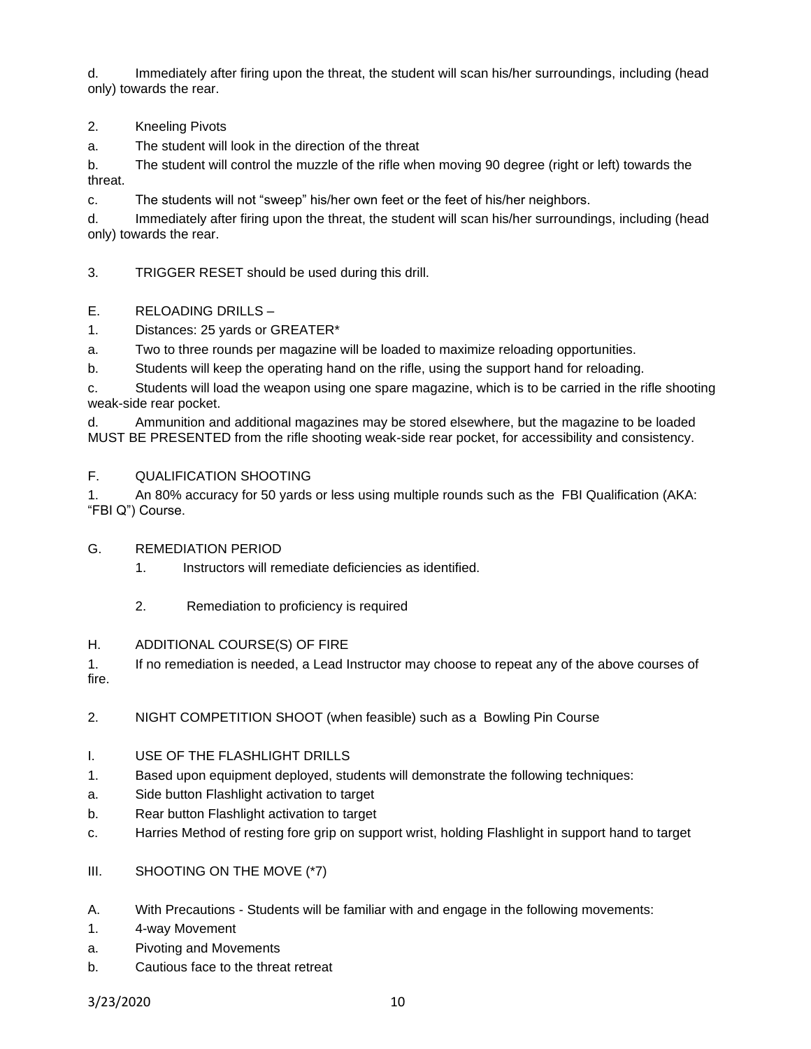d. Immediately after firing upon the threat, the student will scan his/her surroundings, including (head only) towards the rear.

2. Kneeling Pivots

a. The student will look in the direction of the threat

b. The student will control the muzzle of the rifle when moving 90 degree (right or left) towards the threat.

c. The students will not "sweep" his/her own feet or the feet of his/her neighbors.

d. Immediately after firing upon the threat, the student will scan his/her surroundings, including (head only) towards the rear.

3. TRIGGER RESET should be used during this drill.

E. RELOADING DRILLS –

1. Distances: 25 yards or GREATER*

a. Two to three rounds per magazine will be loaded to maximize reloading opportunities.

b. Students will keep the operating hand on the rifle, using the support hand for reloading.

c. Students will load the weapon using one spare magazine, which is to be carried in the rifle shooting weak-side rear pocket.

d. Ammunition and additional magazines may be stored elsewhere, but the magazine to be loaded MUST BE PRESENTED from the rifle shooting weak-side rear pocket, for accessibility and consistency.

F. QUALIFICATION SHOOTING

1. An 80% accuracy for 50 yards or less using multiple rounds such as the FBI Qualification (AKA: "FBI Q") Course.

G. REMEDIATION PERIOD

1. Instructors will remediate deficiencies as identified.

2. Remediation to proficiency is required

H. ADDITIONAL COURSE(S) OF FIRE

1. If no remediation is needed, a Lead Instructor may choose to repeat any of the above courses of fire.

2. NIGHT COMPETITION SHOOT (when feasible) such as a Bowling Pin Course

I. USE OF THE FLASHLIGHT DRILLS

1. Based upon equipment deployed, students will demonstrate the following techniques:

a. Side button Flashlight activation to target

b. Rear button Flashlight activation to target

c. Harries Method of resting fore grip on support wrist, holding Flashlight in support hand to target

III. SHOOTING ON THE MOVE (*7)

A. With Precautions - Students will be familiar with and engage in the following movements:

1. 4-way Movement

a. Pivoting and Movements

b. Cautious face to the threat retreat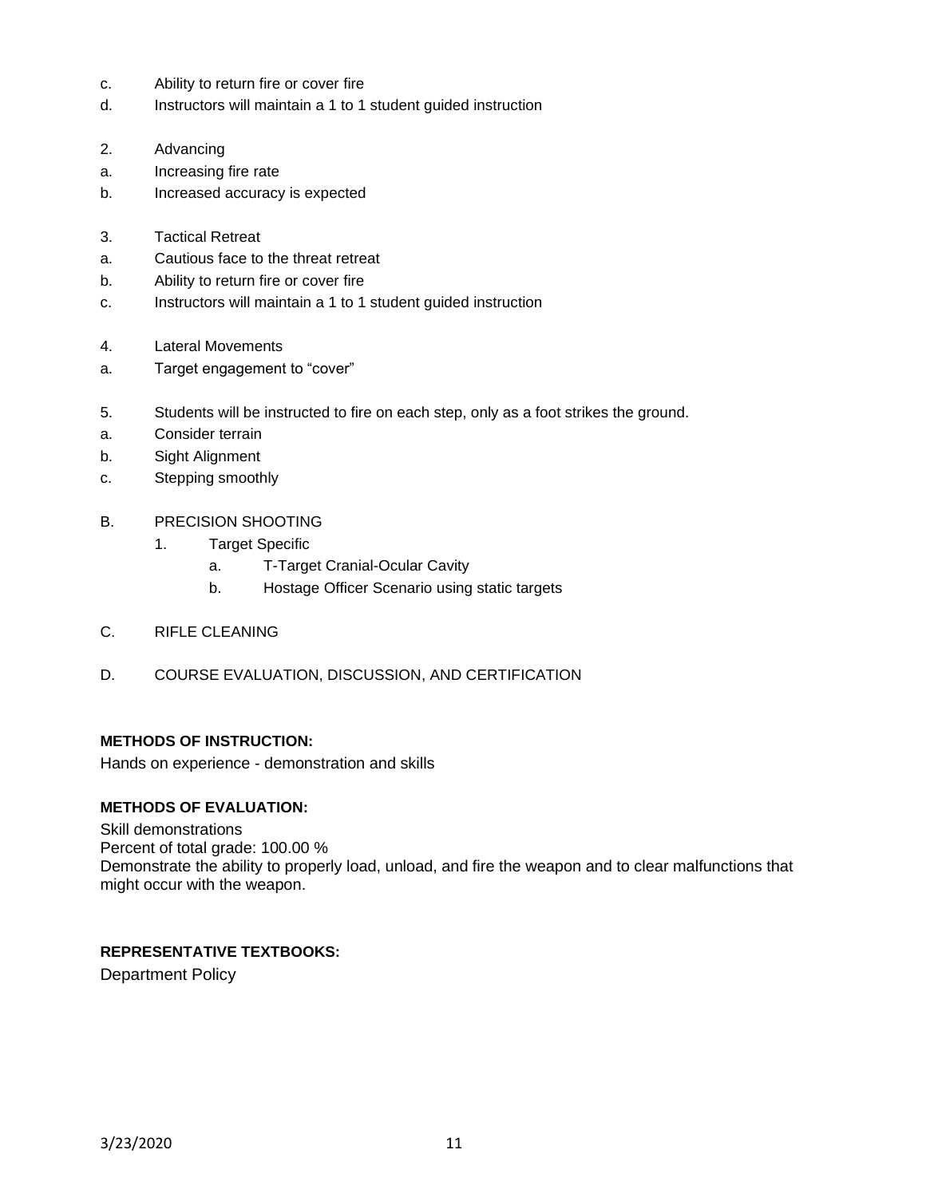c. Ability to return fire or cover fire
d. Instructors will maintain a 1 to 1 student guided instruction

2. Advancing
a. Increasing fire rate
b. Increased accuracy is expected

3. Tactical Retreat
a. Cautious face to the threat retreat
b. Ability to return fire or cover fire
c. Instructors will maintain a 1 to 1 student guided instruction

4. Lateral Movements
a. Target engagement to “cover”

5. Students will be instructed to fire on each step, only as a foot strikes the ground.
a. Consider terrain
b. Sight Alignment
c. Stepping smoothly

B. PRECISION SHOOTING
   1. Target Specific
      a. T-Target Cranial-Ocular Cavity
      b. Hostage Officer Scenario using static targets

C. RIFLE CLEANING

D. COURSE EVALUATION, DISCUSSION, AND CERTIFICATION

**METHODS OF INSTRUCTION:**

Hands on experience - demonstration and skills

**METHODS OF EVALUATION:**

Skill demonstrations
Percent of total grade: 100.00 %
Demonstrate the ability to properly load, unload, and fire the weapon and to clear malfunctions that might occur with the weapon.

**REPRESENTATIVE TEXTBOOKS:**

Department Policy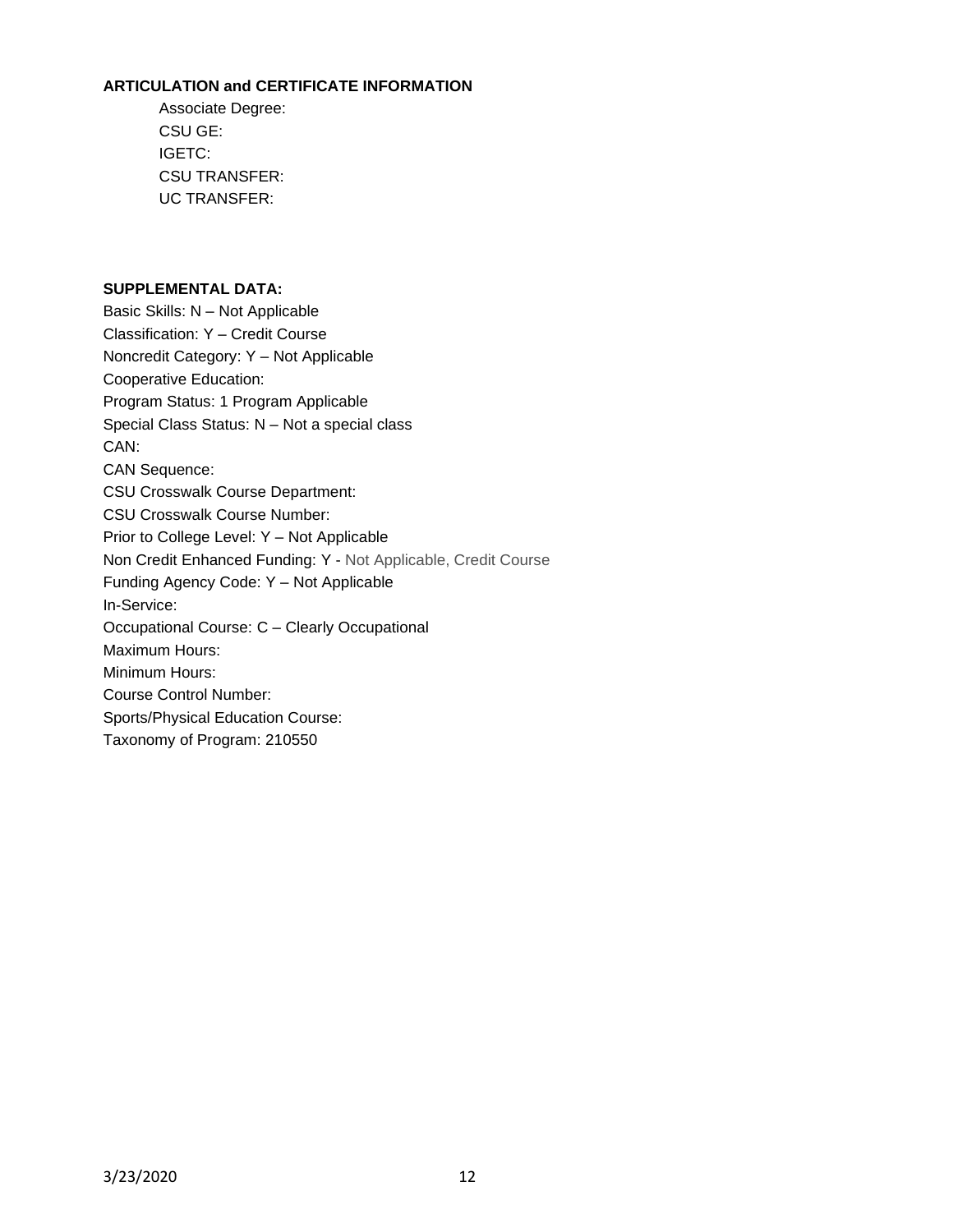**ARTICULATION and CERTIFICATE INFORMATION**

Associate Degree:
CSU GE:
IGETC:
CSU TRANSFER:
UC TRANSFER:

**SUPPLEMENTAL DATA:**

Basic Skills: N – Not Applicable
Classification: Y – Credit Course
Noncredit Category: Y – Not Applicable
Cooperative Education:
Program Status: 1 Program Applicable
Special Class Status: N – Not a special class
CAN:
CAN Sequence:
CSU Crosswalk Course Department:
CSU Crosswalk Course Number:
Prior to College Level: Y – Not Applicable
Non Credit Enhanced Funding: Y - Not Applicable, Credit Course
Funding Agency Code: Y – Not Applicable
In-Service:
Occupational Course: C – Clearly Occupational
Maximum Hours:
Minimum Hours:
Course Control Number:
Sports/Physical Education Course:
Taxonomy of Program: 210550